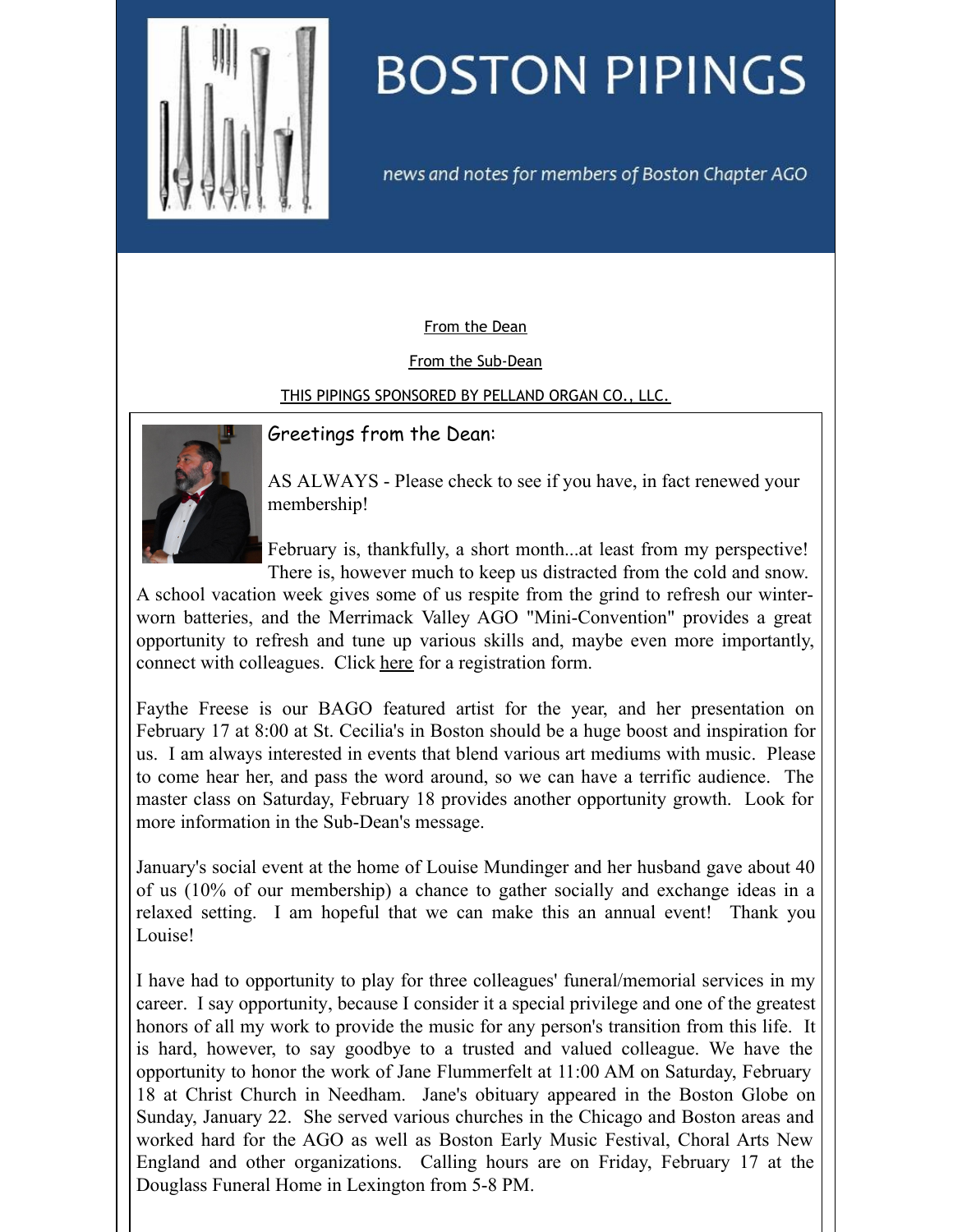# BOSTON PIPINGS

*news and notes for members of Boston Chapter AGO*

From the Dean

From the Sub-Dean

THIS PIPINGS SPONSORED BY PELLAND ORGAN CO., LLC.

## Greetings from the Dean:

AS ALWAYS - Please check to see if you have, in fact renewed your membership!

February is, thankfully, a short month...at least from my perspective! There is, however much to keep us distracted from the cold and snow. A school vacation week gives some of us respite from the grind to refresh our winter-worn batteries, and the Merrimack Valley AGO "Mini-Convention" provides a great opportunity to refresh and tune up various skills and, maybe even more importantly, connect with colleagues. Click here for a registration form.

Faythe Freese is our BAGO featured artist for the year, and her presentation on February 17 at 8:00 at St. Cecilia's in Boston should be a huge boost and inspiration for us. I am always interested in events that blend various art mediums with music. Please to come hear her, and pass the word around, so we can have a terrific audience. The master class on Saturday, February 18 provides another opportunity growth. Look for more information in the Sub-Dean's message.

January's social event at the home of Louise Mundinger and her husband gave about 40 of us (10% of our membership) a chance to gather socially and exchange ideas in a relaxed setting. I am hopeful that we can make this an annual event! Thank you Louise!

I have had to opportunity to play for three colleagues' funeral/memorial services in my career. I say opportunity, because I consider it a special privilege and one of the greatest honors of all my work to provide the music for any person's transition from this life. It is hard, however, to say goodbye to a trusted and valued colleague. We have the opportunity to honor the work of Jane Flummerfelt at 11:00 AM on Saturday, February 18 at Christ Church in Needham. Jane's obituary appeared in the Boston Globe on Sunday, January 22. She served various churches in the Chicago and Boston areas and worked hard for the AGO as well as Boston Early Music Festival, Choral Arts New England and other organizations. Calling hours are on Friday, February 17 at the Douglass Funeral Home in Lexington from 5-8 PM.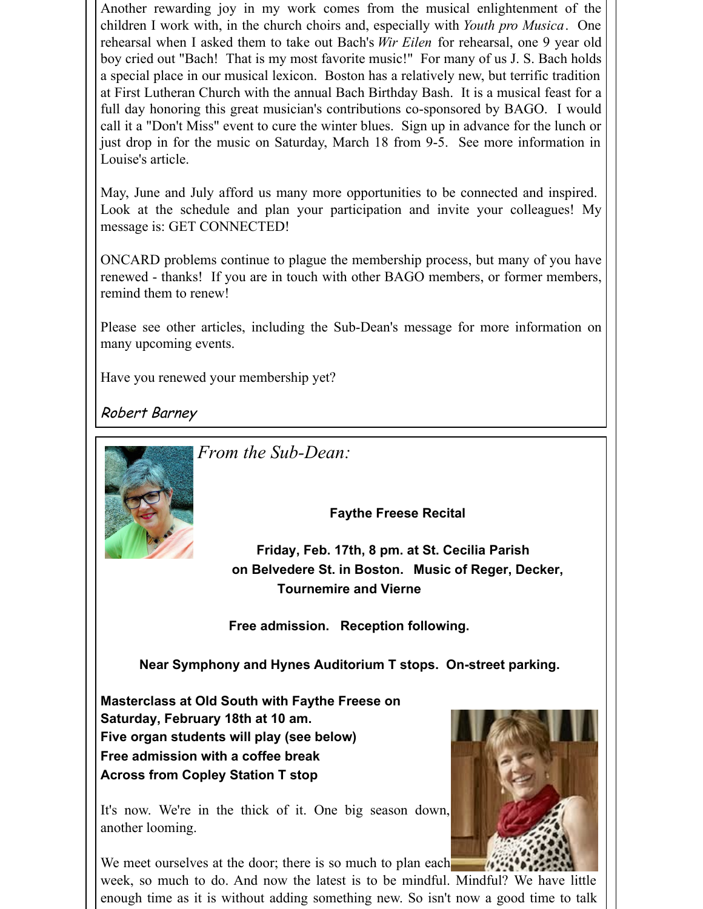Another rewarding joy in my work comes from the musical enlightenment of the children I work with, in the church choirs and, especially with *Youth pro Musica*. One rehearsal when I asked them to take out Bach's *Wir Eilen* for rehearsal, one 9 year old boy cried out "Bach! That is my most favorite music!" For many of us J. S. Bach holds a special place in our musical lexicon. Boston has a relatively new, but terrific tradition at First Lutheran Church with the annual Bach Birthday Bash. It is a musical feast for a full day honoring this great musician's contributions co-sponsored by BAGO. I would call it a "Don't Miss" event to cure the winter blues. Sign up in advance for the lunch or just drop in for the music on Saturday, March 18 from 9-5. See more information in Louise's article.

May, June and July afford us many more opportunities to be connected and inspired. Look at the schedule and plan your participation and invite your colleagues! My message is: GET CONNECTED!

ONCARD problems continue to plague the membership process, but many of you have renewed - thanks! If you are in touch with other BAGO members, or former members, remind them to renew!

Please see other articles, including the Sub-Dean's message for more information on many upcoming events.

Have you renewed your membership yet?

*Robert Barney*

## *From the Sub-Dean:*

**Faythe Freese Recital**

**Friday, Feb. 17th, 8 pm. at St. Cecilia Parish on Belvedere St. in Boston. Music of Reger, Decker, Tournemire and Vierne**

**Free admission. Reception following.**

**Near Symphony and Hynes Auditorium T stops. On-street parking.**

**Masterclass at Old South with Faythe Freese on Saturday, February 18th at 10 am.**
**Five organ students will play (see below)**
**Free admission with a coffee break**
**Across from Copley Station T stop**

It's now. We're in the thick of it. One big season down, another looming.

We meet ourselves at the door; there is so much to plan each week, so much to do. And now the latest is to be mindful. Mindful? We have little enough time as it is without adding something new. So isn't now a good time to talk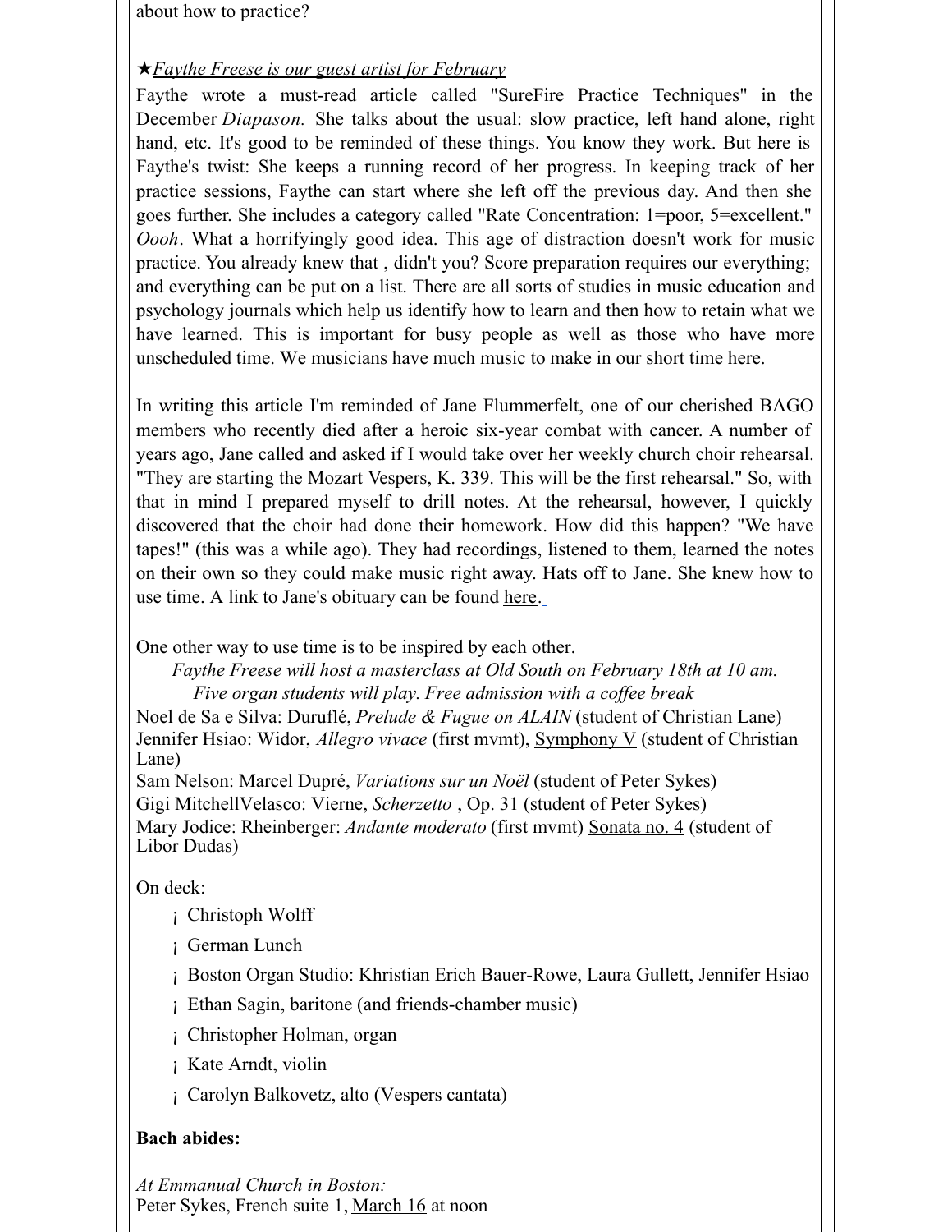about how to practice?

★*Faythe Freese is our guest artist for February*

Faythe wrote a must-read article called "SureFire Practice Techniques" in the December *Diapason.* She talks about the usual: slow practice, left hand alone, right hand, etc. It's good to be reminded of these things. You know they work. But here is Faythe's twist: She keeps a running record of her progress. In keeping track of her practice sessions, Faythe can start where she left off the previous day. And then she goes further. She includes a category called "Rate Concentration: 1=poor, 5=excellent." *Oooh*. What a horrifyingly good idea. This age of distraction doesn't work for music practice. You already knew that , didn't you? Score preparation requires our everything; and everything can be put on a list. There are all sorts of studies in music education and psychology journals which help us identify how to learn and then how to retain what we have learned. This is important for busy people as well as those who have more unscheduled time. We musicians have much music to make in our short time here.

In writing this article I'm reminded of Jane Flummerfelt, one of our cherished BAGO members who recently died after a heroic six-year combat with cancer. A number of years ago, Jane called and asked if I would take over her weekly church choir rehearsal. "They are starting the Mozart Vespers, K. 339. This will be the first rehearsal." So, with that in mind I prepared myself to drill notes. At the rehearsal, however, I quickly discovered that the choir had done their homework. How did this happen? "We have tapes!" (this was a while ago). They had recordings, listened to them, learned the notes on their own so they could make music right away. Hats off to Jane. She knew how to use time. A link to Jane's obituary can be found here.

One other way to use time is to be inspired by each other.

*Faythe Freese will host a masterclass at Old South on February 18th at 10 am. Five organ students will play. Free admission with a coffee break*

Noel de Sa e Silva: Duruflé, *Prelude & Fugue on ALAIN* (student of Christian Lane)
Jennifer Hsiao: Widor, *Allegro vivace* (first mvmt), Symphony V (student of Christian Lane)
Sam Nelson: Marcel Dupré, *Variations sur un Noël* (student of Peter Sykes)
Gigi MitchellVelasco: Vierne, *Scherzetto* , Op. 31 (student of Peter Sykes)
Mary Jodice: Rheinberger: *Andante moderato* (first mvmt) Sonata no. 4 (student of Libor Dudas)

On deck:

- Christoph Wolff
- German Lunch
- Boston Organ Studio: Khristian Erich Bauer-Rowe, Laura Gullett, Jennifer Hsiao
- Ethan Sagin, baritone (and friends-chamber music)
- Christopher Holman, organ
- Kate Arndt, violin
- Carolyn Balkovetz, alto (Vespers cantata)

**Bach abides:**

*At Emmanual Church in Boston:*
Peter Sykes, French suite 1, March 16 at noon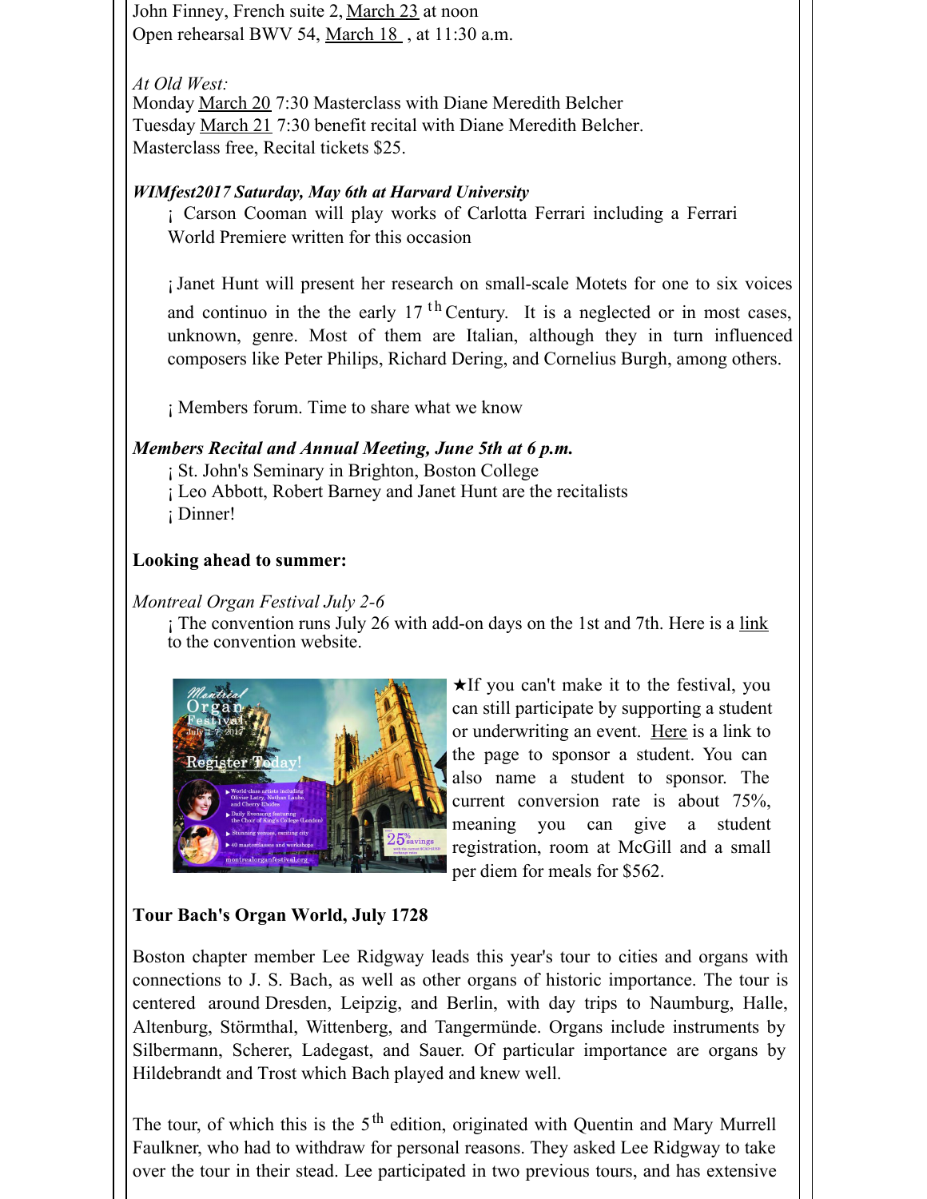John Finney, French suite 2, March 23 at noon
Open rehearsal BWV 54, March 18 , at 11:30 a.m.

*At Old West:*
Monday March 20 7:30 Masterclass with Diane Meredith Belcher
Tuesday March 21 7:30 benefit recital with Diane Meredith Belcher.
Masterclass free, Recital tickets $25.

***WIMfest2017 Saturday, May 6th at Harvard University***

- Carson Cooman will play works of Carlotta Ferrari including a Ferrari World Premiere written for this occasion

- Janet Hunt will present her research on small-scale Motets for one to six voices and continuo in the the early 17th Century. It is a neglected or in most cases, unknown, genre. Most of them are Italian, although they in turn influenced composers like Peter Philips, Richard Dering, and Cornelius Burgh, among others.

- Members forum. Time to share what we know

***Members Recital and Annual Meeting, June 5th at 6 p.m.***

- St. John's Seminary in Brighton, Boston College
- Leo Abbott, Robert Barney and Janet Hunt are the recitalists
- Dinner!

**Looking ahead to summer:**

*Montreal Organ Festival July 2-6*

- The convention runs July 26 with add-on days on the 1st and 7th. Here is a link to the convention website.

★If you can't make it to the festival, you can still participate by supporting a student or underwriting an event. Here is a link to the page to sponsor a student. You can also name a student to sponsor. The current conversion rate is about 75%, meaning you can give a student registration, room at McGill and a small per diem for meals for $562.

**Tour Bach's Organ World, July 1728**

Boston chapter member Lee Ridgway leads this year's tour to cities and organs with connections to J. S. Bach, as well as other organs of historic importance. The tour is centered around Dresden, Leipzig, and Berlin, with day trips to Naumburg, Halle, Altenburg, Störmthal, Wittenberg, and Tangermünde. Organs include instruments by Silbermann, Scherer, Ladegast, and Sauer. Of particular importance are organs by Hildebrandt and Trost which Bach played and knew well.

The tour, of which this is the 5th edition, originated with Quentin and Mary Murrell Faulkner, who had to withdraw for personal reasons. They asked Lee Ridgway to take over the tour in their stead. Lee participated in two previous tours, and has extensive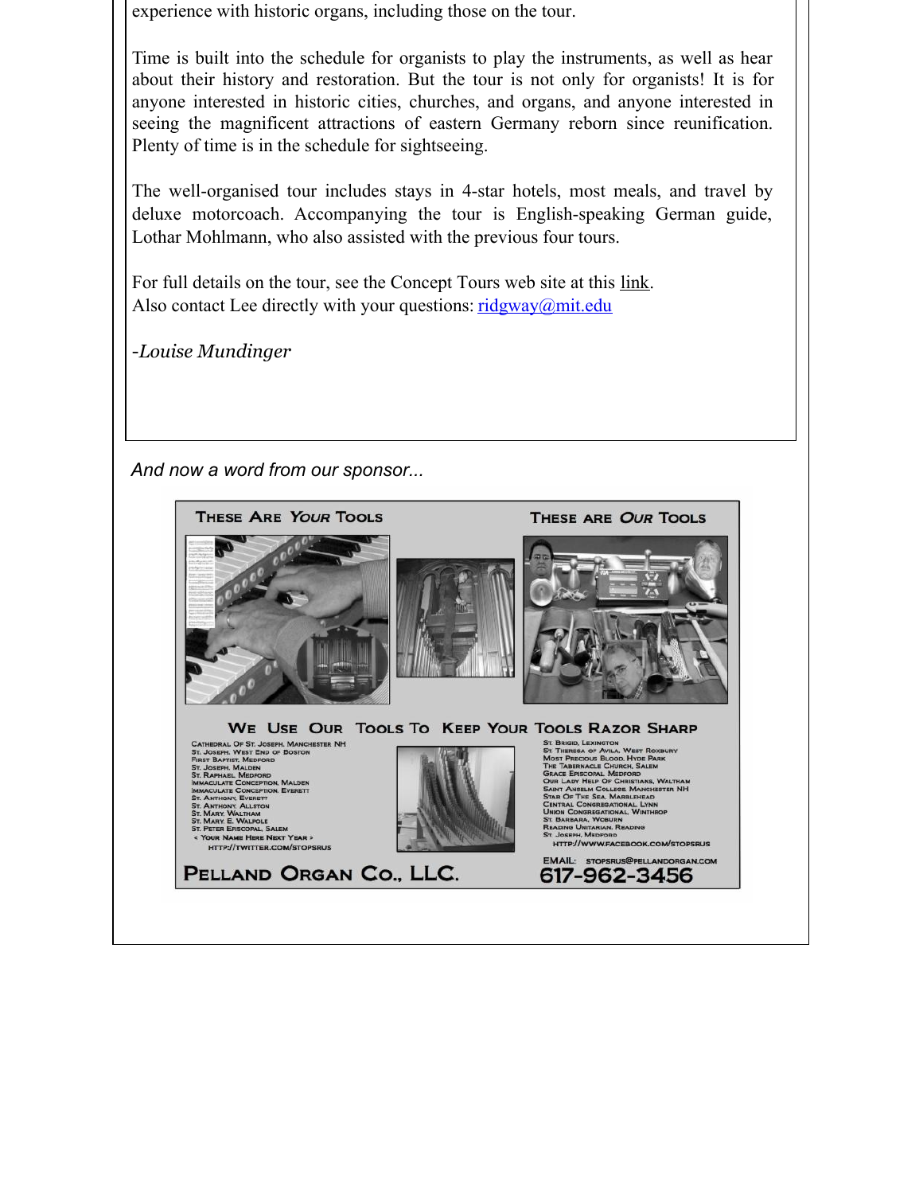experience with historic organs, including those on the tour.

Time is built into the schedule for organists to play the instruments, as well as hear about their history and restoration. But the tour is not only for organists! It is for anyone interested in historic cities, churches, and organs, and anyone interested in seeing the magnificent attractions of eastern Germany reborn since reunification. Plenty of time is in the schedule for sightseeing.

The well-organised tour includes stays in 4-star hotels, most meals, and travel by deluxe motorcoach. Accompanying the tour is English-speaking German guide, Lothar Mohlmann, who also assisted with the previous four tours.

For full details on the tour, see the Concept Tours web site at this link.
Also contact Lee directly with your questions: ridgway@mit.edu

*-Louise Mundinger*

*And now a word from our sponsor...*

THESE ARE *YOUR* TOOLS

THESE ARE *OUR* TOOLS

WE USE OUR TOOLS TO KEEP YOUR TOOLS RAZOR SHARP

Cathedral Of St. Joseph, Manchester NH
St. Joseph, West End of Boston
First Baptist, Medford
St. Joseph, Malden
St. Raphael, Medford
Immaculate Conception, Malden
Immaculate Conception, Everett
St. Anthony, Everett
St. Anthony, Allston
St. Mary, Waltham
St. Mary E. Walpole
St. Peter Episcopal, Salem
< Your Name Here Next Year >
http://twitter.com/stopsrus

St. Brigid, Lexington
St. Theresa of Avila, West Roxbury
Most Precious Blood, Hyde Park
The Tabernacle Church, Salem
Grace Episcopal, Medford
Our Lady Help Of Christians, Waltham
Saint Anselm College, Manchester NH
Star Of The Sea, Marblehead
Central Congregational, Lynn
Union Congregational, Winthrop
St. Barbara, Woburn
Reading Unitarian, Reading
St. Joseph, Medford
http://www.facebook.com/stopsrus

PELLAND ORGAN CO., LLC.

EMAIL: stopsrus@pellandorgan.com
617-962-3456